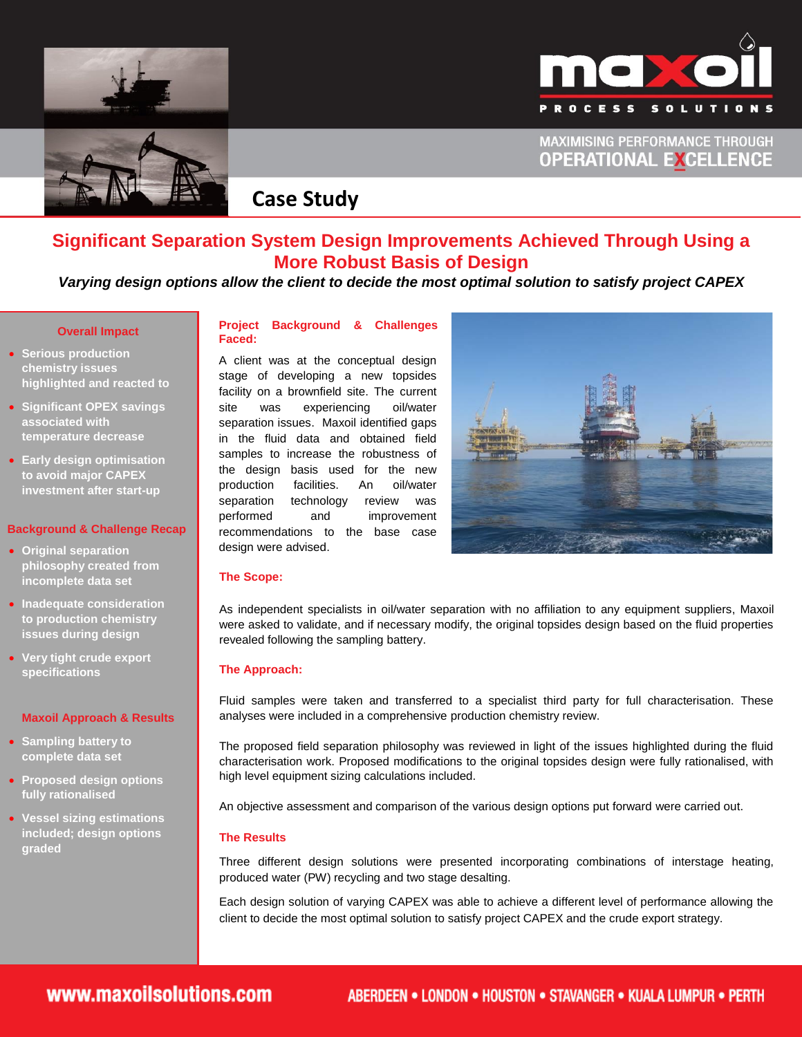MAXIMISING PERFORMANCE THROUGH OPERATIONAL EXCELLENCE

## Case Study

# Significant Separation System Design Improvements Achieved Through Using a More Robust Basis of Design

***Varying design options allow the client to decide the most optimal solution to satisfy project CAPEX***

### Overall Impact

- **Serious production chemistry issues highlighted and reacted to**
- **Significant OPEX savings associated with temperature decrease**
- **Early design optimisation to avoid major CAPEX investment after start-up**

### Background & Challenge Recap

- **Original separation philosophy created from incomplete data set**
- **Inadequate consideration to production chemistry issues during design**
- **Very tight crude export specifications**

### Maxoil Approach & Results

- **Sampling battery to complete data set**
- **Proposed design options fully rationalised**
- **Vessel sizing estimations included; design options graded**

### Project Background & Challenges Faced:

A client was at the conceptual design stage of developing a new topsides facility on a brownfield site. The current site was experiencing oil/water separation issues. Maxoil identified gaps in the fluid data and obtained field samples to increase the robustness of the design basis used for the new production facilities. An oil/water separation technology review was performed and improvement recommendations to the base case design were advised.

### The Scope:

As independent specialists in oil/water separation with no affiliation to any equipment suppliers, Maxoil were asked to validate, and if necessary modify, the original topsides design based on the fluid properties revealed following the sampling battery.

### The Approach:

Fluid samples were taken and transferred to a specialist third party for full characterisation. These analyses were included in a comprehensive production chemistry review.

The proposed field separation philosophy was reviewed in light of the issues highlighted during the fluid characterisation work. Proposed modifications to the original topsides design were fully rationalised, with high level equipment sizing calculations included.

An objective assessment and comparison of the various design options put forward were carried out.

### The Results

Three different design solutions were presented incorporating combinations of interstage heating, produced water (PW) recycling and two stage desalting.

Each design solution of varying CAPEX was able to achieve a different level of performance allowing the client to decide the most optimal solution to satisfy project CAPEX and the crude export strategy.

www.maxoilsolutions.com

ABERDEEN • LONDON • HOUSTON • STAVANGER • KUALA LUMPUR • PERTH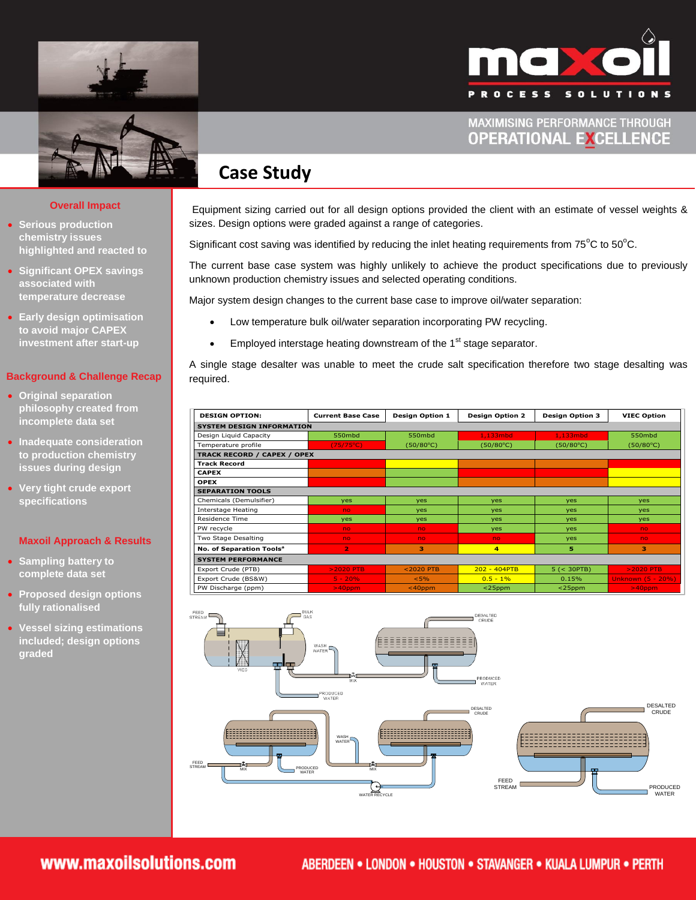# Case Study

## Overall Impact

- Serious production chemistry issues highlighted and reacted to
- Significant OPEX savings associated with temperature decrease
- Early design optimisation to avoid major CAPEX investment after start-up

## Background & Challenge Recap

- Original separation philosophy created from incomplete data set
- Inadequate consideration to production chemistry issues during design
- Very tight crude export specifications

## Maxoil Approach & Results

- Sampling battery to complete data set
- Proposed design options fully rationalised
- Vessel sizing estimations included; design options graded

Equipment sizing carried out for all design options provided the client with an estimate of vessel weights & sizes. Design options were graded against a range of categories.

Significant cost saving was identified by reducing the inlet heating requirements from 75°C to 50°C.

The current base case system was highly unlikely to achieve the product specifications due to previously unknown production chemistry issues and selected operating conditions.

Major system design changes to the current base case to improve oil/water separation:

- Low temperature bulk oil/water separation incorporating PW recycling.
- Employed interstage heating downstream of the 1st stage separator.

A single stage desalter was unable to meet the crude salt specification therefore two stage desalting was required.

| DESIGN OPTION: | Current Base Case | Design Option 1 | Design Option 2 | Design Option 3 | VIEC Option |
|---|---|---|---|---|---|
| **SYSTEM DESIGN INFORMATION** | | | | | |
| Design Liquid Capacity | 550mbd | 550mbd | 1,133mbd | 1,133mbd | 550mbd |
| Temperature profile | (75/75°C) | (50/80°C) | (50/80°C) | (50/80°C) | (50/80°C) |
| **TRACK RECORD / CAPEX / OPEX** | | | | | |
| **Track Record** | | | | | |
| **CAPEX** | | | | | |
| **OPEX** | | | | | |
| **SEPARATION TOOLS** | | | | | |
| Chemicals (Demulsifier) | yes | yes | yes | yes | yes |
| Interstage Heating | no | yes | yes | yes | yes |
| Residence Time | yes | yes | yes | yes | yes |
| PW recycle | no | no | yes | yes | no |
| Two Stage Desalting | no | no | no | yes | no |
| **No. of Separation Tools*** | 2 | 3 | 4 | 5 | 3 |
| **SYSTEM PERFORMANCE** | | | | | |
| Export Crude (PTB) | >2020 PTB | <2020 PTB | 202 - 404PTB | 5 (< 30PTB) | >2020 PTB |
| Export Crude (BS&W) | 5 - 20% | <5% | 0.5 - 1% | 0.15% | Unknown (5 - 20%) |
| PW Discharge (ppm) | >40ppm | <40ppm | <25ppm | <25ppm | >40ppm |

FEED STREAM
BULK GAS
VIEC
WASH WATER
MIX
PRODUCED WATER
DESALTED CRUDE
PRODUCED WATER
FEED STREAM
MIX
PRODUCED WATER
WASH WATER
MIX
WATER RECYCLE
DESALTED CRUDE
DESALTED CRUDE
FEED STREAM
PRODUCED WATER